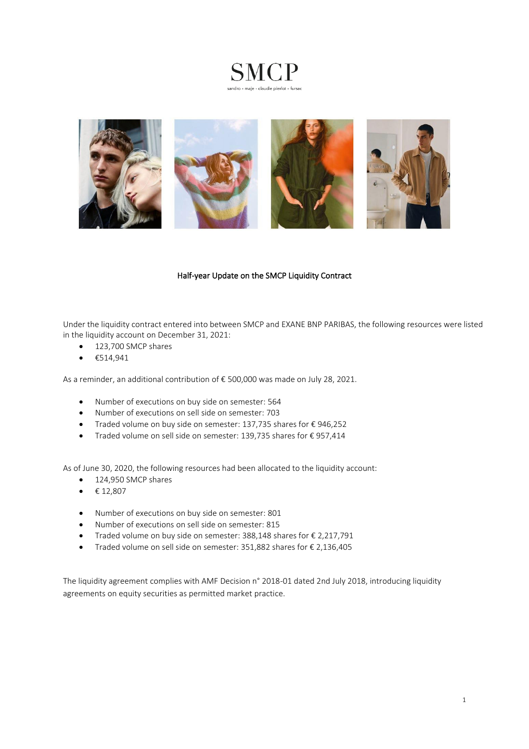SMCP

sandro · maje · claudie pierlot · fursac

## Half-year Update on the SMCP Liquidity Contract

Under the liquidity contract entered into between SMCP and EXANE BNP PARIBAS, the following resources were listed in the liquidity account on December 31, 2021:

- 123,700 SMCP shares
- €514,941

As a reminder, an additional contribution of € 500,000 was made on July 28, 2021.

- Number of executions on buy side on semester: 564
- Number of executions on sell side on semester: 703
- Traded volume on buy side on semester: 137,735 shares for € 946,252
- Traded volume on sell side on semester: 139,735 shares for € 957,414

As of June 30, 2020, the following resources had been allocated to the liquidity account:

- 124,950 SMCP shares
- € 12,807

- Number of executions on buy side on semester: 801
- Number of executions on sell side on semester: 815
- Traded volume on buy side on semester: 388,148 shares for € 2,217,791
- Traded volume on sell side on semester: 351,882 shares for € 2,136,405

The liquidity agreement complies with AMF Decision n° 2018-01 dated 2nd July 2018, introducing liquidity agreements on equity securities as permitted market practice.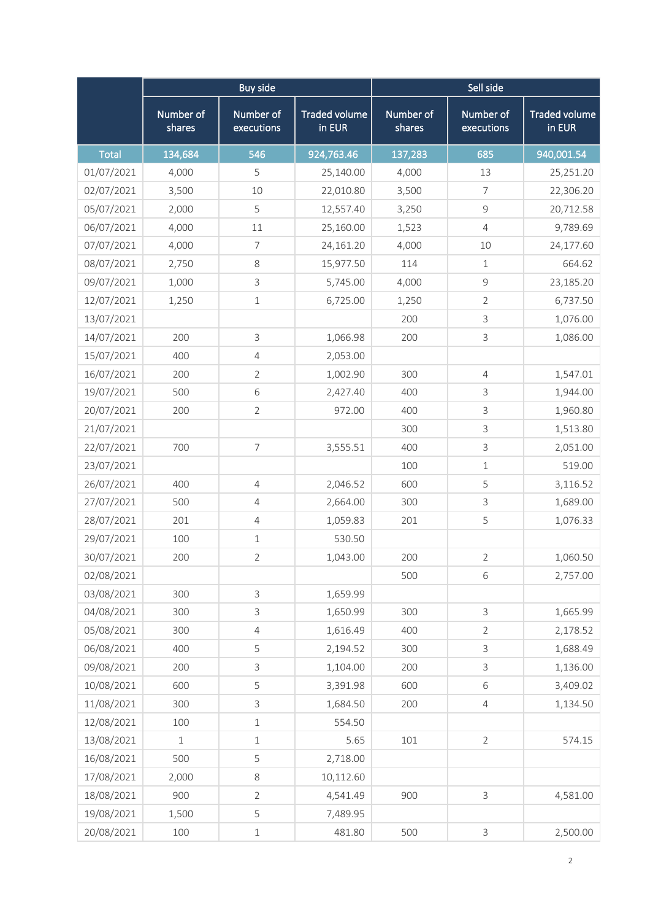| | Buy side | | | Sell side | | |
|---|---|---|---|---|---|---|
| | Number of shares | Number of executions | Traded volume in EUR | Number of shares | Number of executions | Traded volume in EUR |
| Total | 134,684 | 546 | 924,763.46 | 137,283 | 685 | 940,001.54 |
| 01/07/2021 | 4,000 | 5 | 25,140.00 | 4,000 | 13 | 25,251.20 |
| 02/07/2021 | 3,500 | 10 | 22,010.80 | 3,500 | 7 | 22,306.20 |
| 05/07/2021 | 2,000 | 5 | 12,557.40 | 3,250 | 9 | 20,712.58 |
| 06/07/2021 | 4,000 | 11 | 25,160.00 | 1,523 | 4 | 9,789.69 |
| 07/07/2021 | 4,000 | 7 | 24,161.20 | 4,000 | 10 | 24,177.60 |
| 08/07/2021 | 2,750 | 8 | 15,977.50 | 114 | 1 | 664.62 |
| 09/07/2021 | 1,000 | 3 | 5,745.00 | 4,000 | 9 | 23,185.20 |
| 12/07/2021 | 1,250 | 1 | 6,725.00 | 1,250 | 2 | 6,737.50 |
| 13/07/2021 | | | | 200 | 3 | 1,076.00 |
| 14/07/2021 | 200 | 3 | 1,066.98 | 200 | 3 | 1,086.00 |
| 15/07/2021 | 400 | 4 | 2,053.00 | | | |
| 16/07/2021 | 200 | 2 | 1,002.90 | 300 | 4 | 1,547.01 |
| 19/07/2021 | 500 | 6 | 2,427.40 | 400 | 3 | 1,944.00 |
| 20/07/2021 | 200 | 2 | 972.00 | 400 | 3 | 1,960.80 |
| 21/07/2021 | | | | 300 | 3 | 1,513.80 |
| 22/07/2021 | 700 | 7 | 3,555.51 | 400 | 3 | 2,051.00 |
| 23/07/2021 | | | | 100 | 1 | 519.00 |
| 26/07/2021 | 400 | 4 | 2,046.52 | 600 | 5 | 3,116.52 |
| 27/07/2021 | 500 | 4 | 2,664.00 | 300 | 3 | 1,689.00 |
| 28/07/2021 | 201 | 4 | 1,059.83 | 201 | 5 | 1,076.33 |
| 29/07/2021 | 100 | 1 | 530.50 | | | |
| 30/07/2021 | 200 | 2 | 1,043.00 | 200 | 2 | 1,060.50 |
| 02/08/2021 | | | | 500 | 6 | 2,757.00 |
| 03/08/2021 | 300 | 3 | 1,659.99 | | | |
| 04/08/2021 | 300 | 3 | 1,650.99 | 300 | 3 | 1,665.99 |
| 05/08/2021 | 300 | 4 | 1,616.49 | 400 | 2 | 2,178.52 |
| 06/08/2021 | 400 | 5 | 2,194.52 | 300 | 3 | 1,688.49 |
| 09/08/2021 | 200 | 3 | 1,104.00 | 200 | 3 | 1,136.00 |
| 10/08/2021 | 600 | 5 | 3,391.98 | 600 | 6 | 3,409.02 |
| 11/08/2021 | 300 | 3 | 1,684.50 | 200 | 4 | 1,134.50 |
| 12/08/2021 | 100 | 1 | 554.50 | | | |
| 13/08/2021 | 1 | 1 | 5.65 | 101 | 2 | 574.15 |
| 16/08/2021 | 500 | 5 | 2,718.00 | | | |
| 17/08/2021 | 2,000 | 8 | 10,112.60 | | | |
| 18/08/2021 | 900 | 2 | 4,541.49 | 900 | 3 | 4,581.00 |
| 19/08/2021 | 1,500 | 5 | 7,489.95 | | | |
| 20/08/2021 | 100 | 1 | 481.80 | 500 | 3 | 2,500.00 |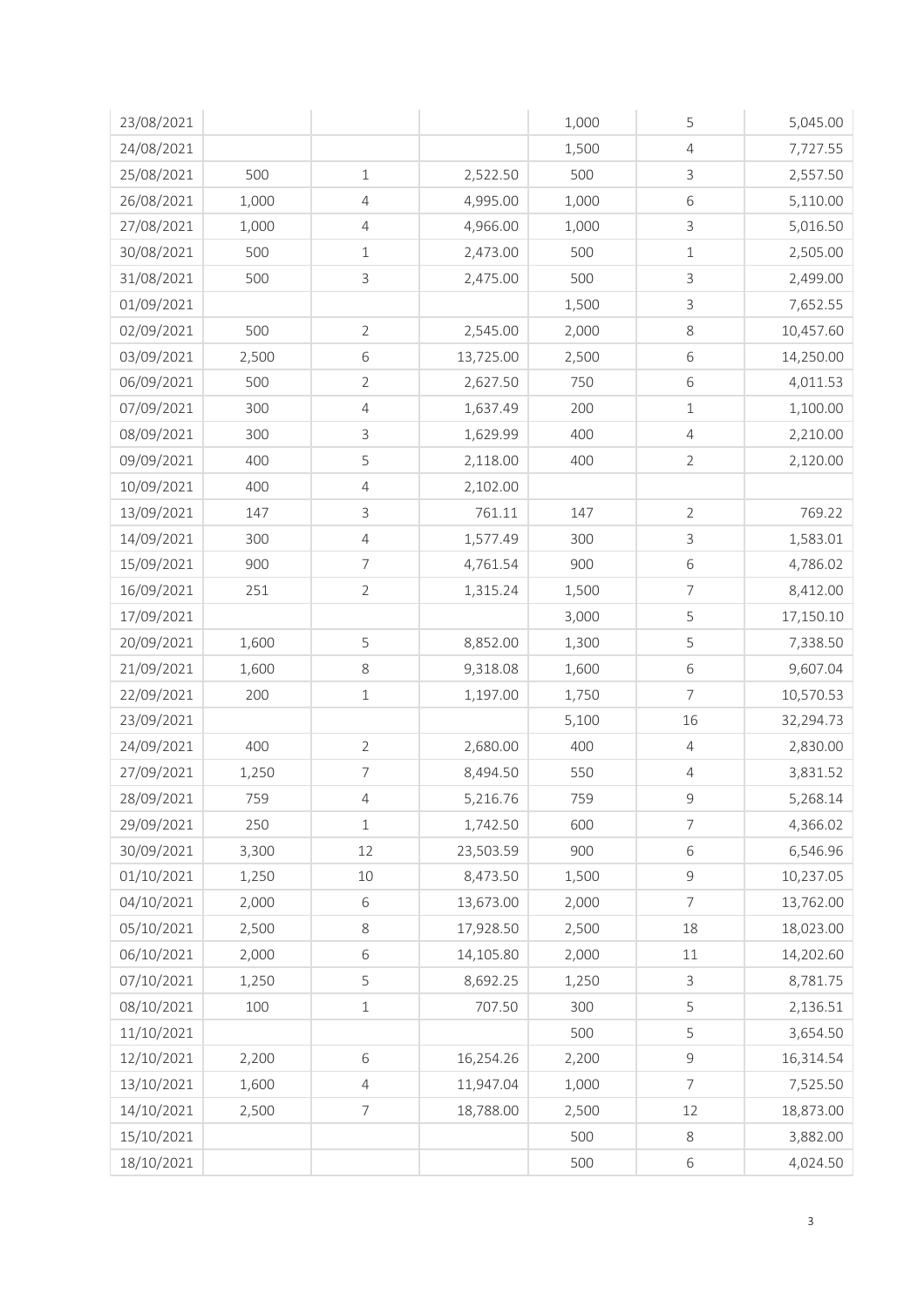| | | | | | | |
|---|---|---|---|---|---|---|
| 23/08/2021 | | | | 1,000 | 5 | 5,045.00 |
| 24/08/2021 | | | | 1,500 | 4 | 7,727.55 |
| 25/08/2021 | 500 | 1 | 2,522.50 | 500 | 3 | 2,557.50 |
| 26/08/2021 | 1,000 | 4 | 4,995.00 | 1,000 | 6 | 5,110.00 |
| 27/08/2021 | 1,000 | 4 | 4,966.00 | 1,000 | 3 | 5,016.50 |
| 30/08/2021 | 500 | 1 | 2,473.00 | 500 | 1 | 2,505.00 |
| 31/08/2021 | 500 | 3 | 2,475.00 | 500 | 3 | 2,499.00 |
| 01/09/2021 | | | | 1,500 | 3 | 7,652.55 |
| 02/09/2021 | 500 | 2 | 2,545.00 | 2,000 | 8 | 10,457.60 |
| 03/09/2021 | 2,500 | 6 | 13,725.00 | 2,500 | 6 | 14,250.00 |
| 06/09/2021 | 500 | 2 | 2,627.50 | 750 | 6 | 4,011.53 |
| 07/09/2021 | 300 | 4 | 1,637.49 | 200 | 1 | 1,100.00 |
| 08/09/2021 | 300 | 3 | 1,629.99 | 400 | 4 | 2,210.00 |
| 09/09/2021 | 400 | 5 | 2,118.00 | 400 | 2 | 2,120.00 |
| 10/09/2021 | 400 | 4 | 2,102.00 | | | |
| 13/09/2021 | 147 | 3 | 761.11 | 147 | 2 | 769.22 |
| 14/09/2021 | 300 | 4 | 1,577.49 | 300 | 3 | 1,583.01 |
| 15/09/2021 | 900 | 7 | 4,761.54 | 900 | 6 | 4,786.02 |
| 16/09/2021 | 251 | 2 | 1,315.24 | 1,500 | 7 | 8,412.00 |
| 17/09/2021 | | | | 3,000 | 5 | 17,150.10 |
| 20/09/2021 | 1,600 | 5 | 8,852.00 | 1,300 | 5 | 7,338.50 |
| 21/09/2021 | 1,600 | 8 | 9,318.08 | 1,600 | 6 | 9,607.04 |
| 22/09/2021 | 200 | 1 | 1,197.00 | 1,750 | 7 | 10,570.53 |
| 23/09/2021 | | | | 5,100 | 16 | 32,294.73 |
| 24/09/2021 | 400 | 2 | 2,680.00 | 400 | 4 | 2,830.00 |
| 27/09/2021 | 1,250 | 7 | 8,494.50 | 550 | 4 | 3,831.52 |
| 28/09/2021 | 759 | 4 | 5,216.76 | 759 | 9 | 5,268.14 |
| 29/09/2021 | 250 | 1 | 1,742.50 | 600 | 7 | 4,366.02 |
| 30/09/2021 | 3,300 | 12 | 23,503.59 | 900 | 6 | 6,546.96 |
| 01/10/2021 | 1,250 | 10 | 8,473.50 | 1,500 | 9 | 10,237.05 |
| 04/10/2021 | 2,000 | 6 | 13,673.00 | 2,000 | 7 | 13,762.00 |
| 05/10/2021 | 2,500 | 8 | 17,928.50 | 2,500 | 18 | 18,023.00 |
| 06/10/2021 | 2,000 | 6 | 14,105.80 | 2,000 | 11 | 14,202.60 |
| 07/10/2021 | 1,250 | 5 | 8,692.25 | 1,250 | 3 | 8,781.75 |
| 08/10/2021 | 100 | 1 | 707.50 | 300 | 5 | 2,136.51 |
| 11/10/2021 | | | | 500 | 5 | 3,654.50 |
| 12/10/2021 | 2,200 | 6 | 16,254.26 | 2,200 | 9 | 16,314.54 |
| 13/10/2021 | 1,600 | 4 | 11,947.04 | 1,000 | 7 | 7,525.50 |
| 14/10/2021 | 2,500 | 7 | 18,788.00 | 2,500 | 12 | 18,873.00 |
| 15/10/2021 | | | | 500 | 8 | 3,882.00 |
| 18/10/2021 | | | | 500 | 6 | 4,024.50 |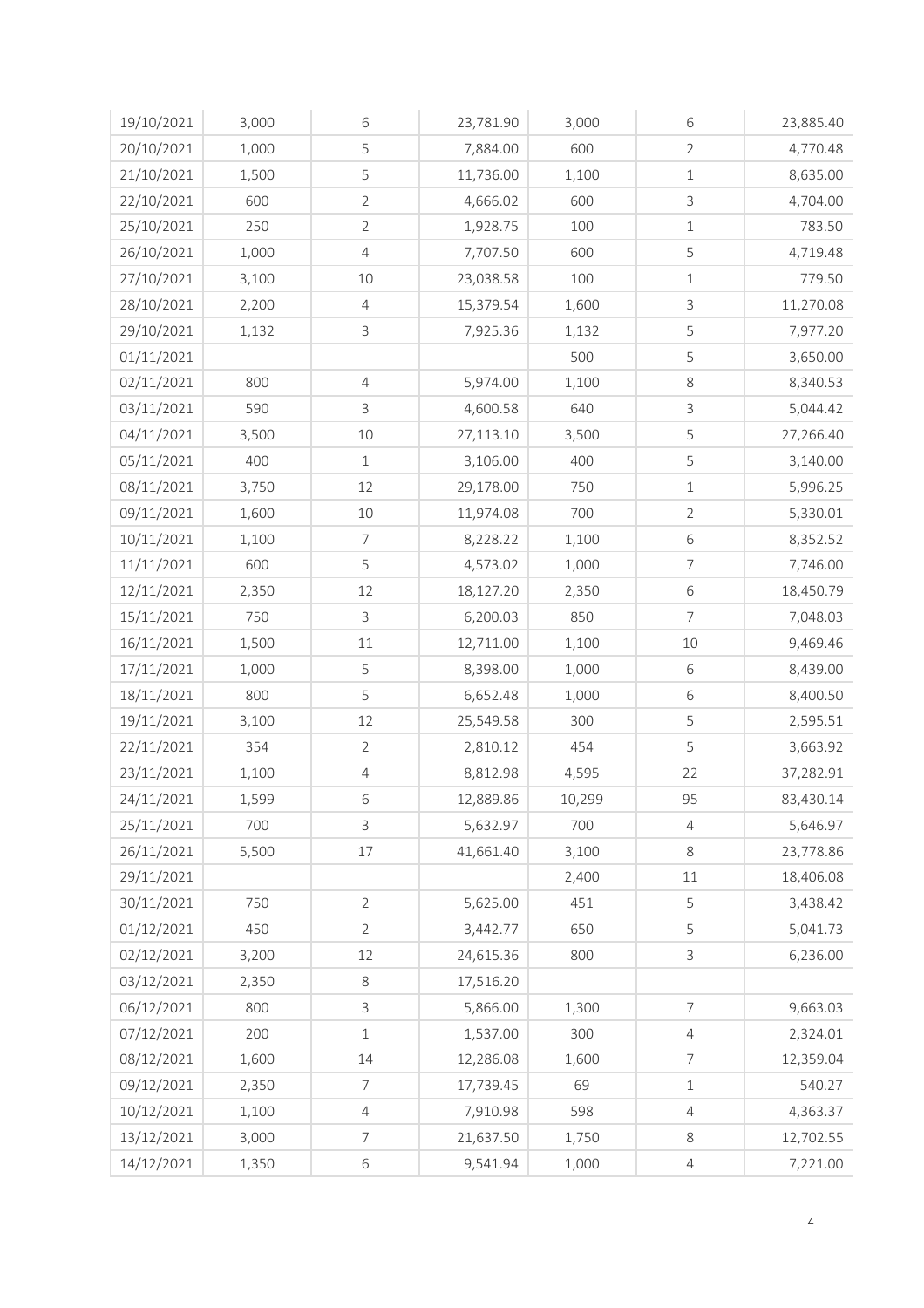| | | | | | | |
|---|---|---|---|---|---|---|
| 19/10/2021 | 3,000 | 6 | 23,781.90 | 3,000 | 6 | 23,885.40 |
| 20/10/2021 | 1,000 | 5 | 7,884.00 | 600 | 2 | 4,770.48 |
| 21/10/2021 | 1,500 | 5 | 11,736.00 | 1,100 | 1 | 8,635.00 |
| 22/10/2021 | 600 | 2 | 4,666.02 | 600 | 3 | 4,704.00 |
| 25/10/2021 | 250 | 2 | 1,928.75 | 100 | 1 | 783.50 |
| 26/10/2021 | 1,000 | 4 | 7,707.50 | 600 | 5 | 4,719.48 |
| 27/10/2021 | 3,100 | 10 | 23,038.58 | 100 | 1 | 779.50 |
| 28/10/2021 | 2,200 | 4 | 15,379.54 | 1,600 | 3 | 11,270.08 |
| 29/10/2021 | 1,132 | 3 | 7,925.36 | 1,132 | 5 | 7,977.20 |
| 01/11/2021 | | | | 500 | 5 | 3,650.00 |
| 02/11/2021 | 800 | 4 | 5,974.00 | 1,100 | 8 | 8,340.53 |
| 03/11/2021 | 590 | 3 | 4,600.58 | 640 | 3 | 5,044.42 |
| 04/11/2021 | 3,500 | 10 | 27,113.10 | 3,500 | 5 | 27,266.40 |
| 05/11/2021 | 400 | 1 | 3,106.00 | 400 | 5 | 3,140.00 |
| 08/11/2021 | 3,750 | 12 | 29,178.00 | 750 | 1 | 5,996.25 |
| 09/11/2021 | 1,600 | 10 | 11,974.08 | 700 | 2 | 5,330.01 |
| 10/11/2021 | 1,100 | 7 | 8,228.22 | 1,100 | 6 | 8,352.52 |
| 11/11/2021 | 600 | 5 | 4,573.02 | 1,000 | 7 | 7,746.00 |
| 12/11/2021 | 2,350 | 12 | 18,127.20 | 2,350 | 6 | 18,450.79 |
| 15/11/2021 | 750 | 3 | 6,200.03 | 850 | 7 | 7,048.03 |
| 16/11/2021 | 1,500 | 11 | 12,711.00 | 1,100 | 10 | 9,469.46 |
| 17/11/2021 | 1,000 | 5 | 8,398.00 | 1,000 | 6 | 8,439.00 |
| 18/11/2021 | 800 | 5 | 6,652.48 | 1,000 | 6 | 8,400.50 |
| 19/11/2021 | 3,100 | 12 | 25,549.58 | 300 | 5 | 2,595.51 |
| 22/11/2021 | 354 | 2 | 2,810.12 | 454 | 5 | 3,663.92 |
| 23/11/2021 | 1,100 | 4 | 8,812.98 | 4,595 | 22 | 37,282.91 |
| 24/11/2021 | 1,599 | 6 | 12,889.86 | 10,299 | 95 | 83,430.14 |
| 25/11/2021 | 700 | 3 | 5,632.97 | 700 | 4 | 5,646.97 |
| 26/11/2021 | 5,500 | 17 | 41,661.40 | 3,100 | 8 | 23,778.86 |
| 29/11/2021 | | | | 2,400 | 11 | 18,406.08 |
| 30/11/2021 | 750 | 2 | 5,625.00 | 451 | 5 | 3,438.42 |
| 01/12/2021 | 450 | 2 | 3,442.77 | 650 | 5 | 5,041.73 |
| 02/12/2021 | 3,200 | 12 | 24,615.36 | 800 | 3 | 6,236.00 |
| 03/12/2021 | 2,350 | 8 | 17,516.20 | | | |
| 06/12/2021 | 800 | 3 | 5,866.00 | 1,300 | 7 | 9,663.03 |
| 07/12/2021 | 200 | 1 | 1,537.00 | 300 | 4 | 2,324.01 |
| 08/12/2021 | 1,600 | 14 | 12,286.08 | 1,600 | 7 | 12,359.04 |
| 09/12/2021 | 2,350 | 7 | 17,739.45 | 69 | 1 | 540.27 |
| 10/12/2021 | 1,100 | 4 | 7,910.98 | 598 | 4 | 4,363.37 |
| 13/12/2021 | 3,000 | 7 | 21,637.50 | 1,750 | 8 | 12,702.55 |
| 14/12/2021 | 1,350 | 6 | 9,541.94 | 1,000 | 4 | 7,221.00 |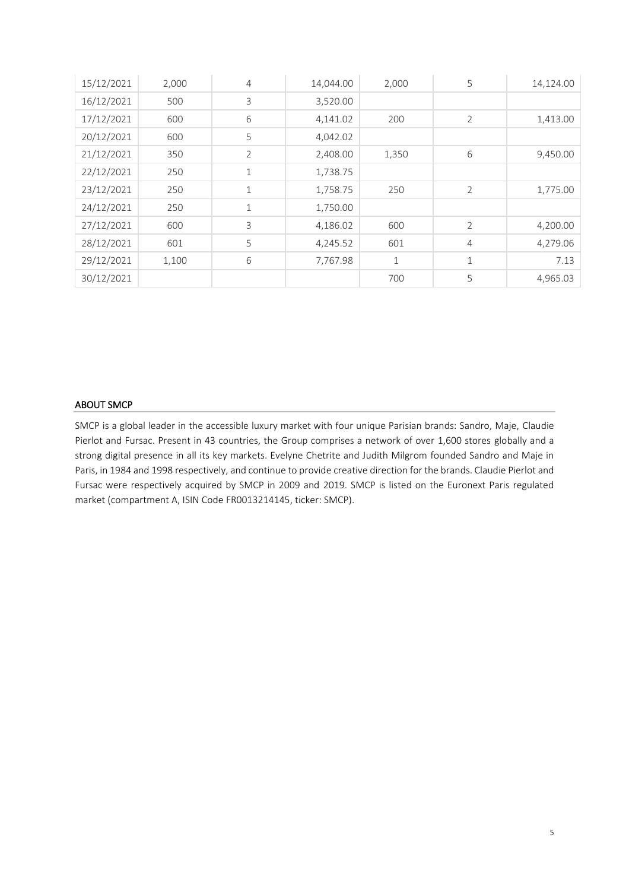| | | | | | | |
|---|---|---|---|---|---|---|
| 15/12/2021 | 2,000 | 4 | 14,044.00 | 2,000 | 5 | 14,124.00 |
| 16/12/2021 | 500 | 3 | 3,520.00 | | | |
| 17/12/2021 | 600 | 6 | 4,141.02 | 200 | 2 | 1,413.00 |
| 20/12/2021 | 600 | 5 | 4,042.02 | | | |
| 21/12/2021 | 350 | 2 | 2,408.00 | 1,350 | 6 | 9,450.00 |
| 22/12/2021 | 250 | 1 | 1,738.75 | | | |
| 23/12/2021 | 250 | 1 | 1,758.75 | 250 | 2 | 1,775.00 |
| 24/12/2021 | 250 | 1 | 1,750.00 | | | |
| 27/12/2021 | 600 | 3 | 4,186.02 | 600 | 2 | 4,200.00 |
| 28/12/2021 | 601 | 5 | 4,245.52 | 601 | 4 | 4,279.06 |
| 29/12/2021 | 1,100 | 6 | 7,767.98 | 1 | 1 | 7.13 |
| 30/12/2021 | | | | 700 | 5 | 4,965.03 |

## ABOUT SMCP

SMCP is a global leader in the accessible luxury market with four unique Parisian brands: Sandro, Maje, Claudie Pierlot and Fursac. Present in 43 countries, the Group comprises a network of over 1,600 stores globally and a strong digital presence in all its key markets. Evelyne Chetrite and Judith Milgrom founded Sandro and Maje in Paris, in 1984 and 1998 respectively, and continue to provide creative direction for the brands. Claudie Pierlot and Fursac were respectively acquired by SMCP in 2009 and 2019. SMCP is listed on the Euronext Paris regulated market (compartment A, ISIN Code FR0013214145, ticker: SMCP).